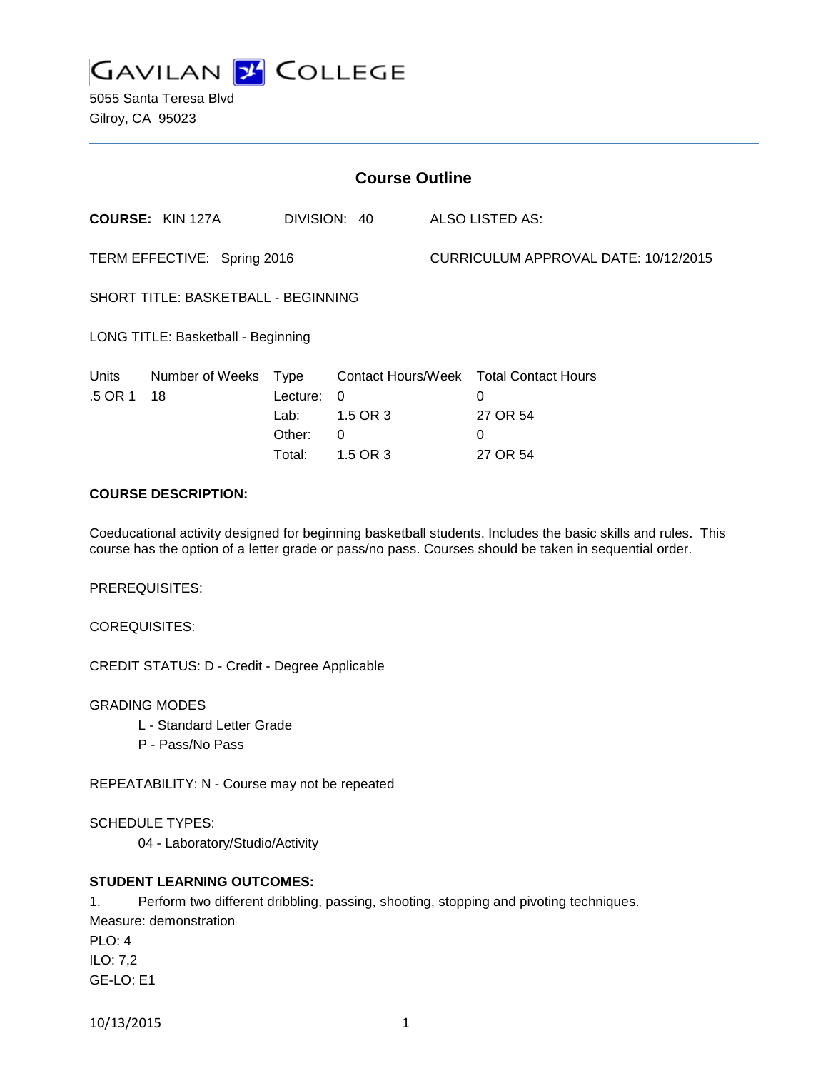# GAVILAN COLLEGE

5055 Santa Teresa Blvd
Gilroy, CA 95023

## Course Outline

**COURSE:** KIN 127A DIVISION: 40 ALSO LISTED AS:

TERM EFFECTIVE: Spring 2016 CURRICULUM APPROVAL DATE: 10/12/2015

SHORT TITLE: BASKETBALL - BEGINNING

LONG TITLE: Basketball - Beginning

| Units | Number of Weeks | Type | Contact Hours/Week | Total Contact Hours |
|---|---|---|---|---|
| .5 OR 1 | 18 | Lecture: | 0 | 0 |
| | | Lab: | 1.5 OR 3 | 27 OR 54 |
| | | Other: | 0 | 0 |
| | | Total: | 1.5 OR 3 | 27 OR 54 |

**COURSE DESCRIPTION:**

Coeducational activity designed for beginning basketball students. Includes the basic skills and rules. This course has the option of a letter grade or pass/no pass. Courses should be taken in sequential order.

PREREQUISITES:

COREQUISITES:

CREDIT STATUS: D - Credit - Degree Applicable

GRADING MODES

L - Standard Letter Grade
P - Pass/No Pass

REPEATABILITY: N - Course may not be repeated

SCHEDULE TYPES:

04 - Laboratory/Studio/Activity

**STUDENT LEARNING OUTCOMES:**

1. Perform two different dribbling, passing, shooting, stopping and pivoting techniques.
Measure: demonstration
PLO: 4
ILO: 7,2
GE-LO: E1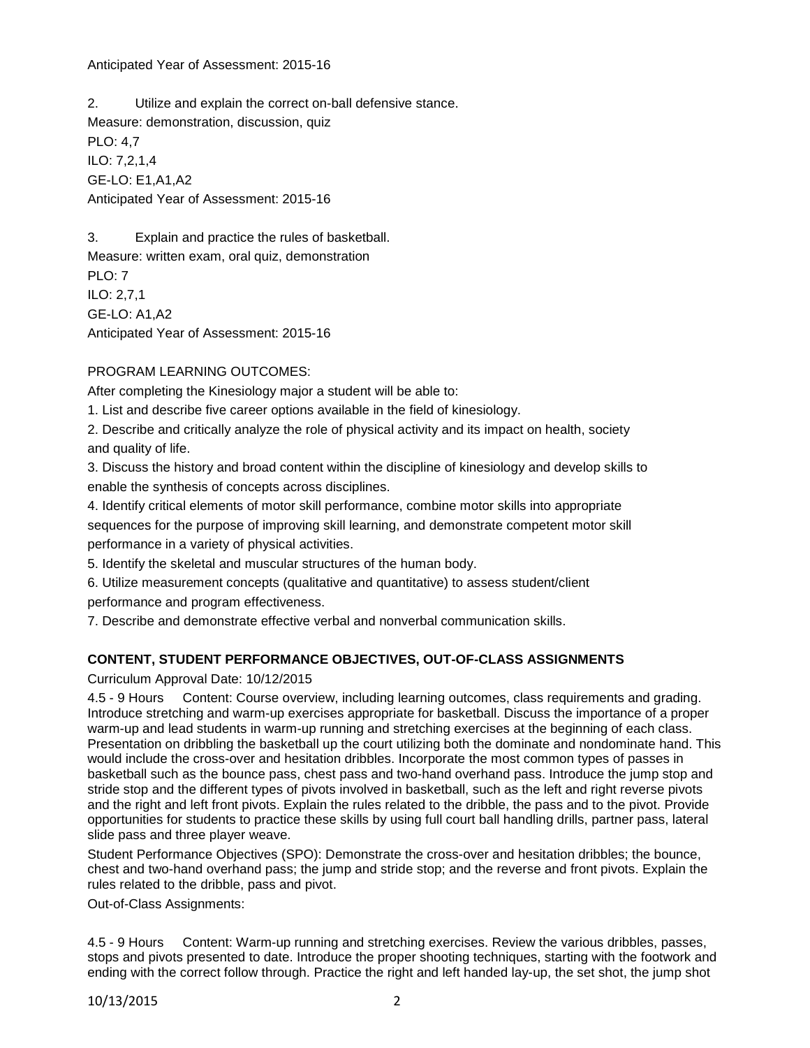Anticipated Year of Assessment: 2015-16

2. Utilize and explain the correct on-ball defensive stance.
Measure: demonstration, discussion, quiz
PLO: 4,7
ILO: 7,2,1,4
GE-LO: E1,A1,A2
Anticipated Year of Assessment: 2015-16

3. Explain and practice the rules of basketball.
Measure: written exam, oral quiz, demonstration
PLO: 7
ILO: 2,7,1
GE-LO: A1,A2
Anticipated Year of Assessment: 2015-16

PROGRAM LEARNING OUTCOMES:

After completing the Kinesiology major a student will be able to:

1. List and describe five career options available in the field of kinesiology.
2. Describe and critically analyze the role of physical activity and its impact on health, society and quality of life.
3. Discuss the history and broad content within the discipline of kinesiology and develop skills to enable the synthesis of concepts across disciplines.
4. Identify critical elements of motor skill performance, combine motor skills into appropriate sequences for the purpose of improving skill learning, and demonstrate competent motor skill performance in a variety of physical activities.
5. Identify the skeletal and muscular structures of the human body.
6. Utilize measurement concepts (qualitative and quantitative) to assess student/client performance and program effectiveness.
7. Describe and demonstrate effective verbal and nonverbal communication skills.

## CONTENT, STUDENT PERFORMANCE OBJECTIVES, OUT-OF-CLASS ASSIGNMENTS

Curriculum Approval Date: 10/12/2015

4.5 - 9 Hours Content: Course overview, including learning outcomes, class requirements and grading. Introduce stretching and warm-up exercises appropriate for basketball. Discuss the importance of a proper warm-up and lead students in warm-up running and stretching exercises at the beginning of each class. Presentation on dribbling the basketball up the court utilizing both the dominate and nondominate hand. This would include the cross-over and hesitation dribbles. Incorporate the most common types of passes in basketball such as the bounce pass, chest pass and two-hand overhand pass. Introduce the jump stop and stride stop and the different types of pivots involved in basketball, such as the left and right reverse pivots and the right and left front pivots. Explain the rules related to the dribble, the pass and to the pivot. Provide opportunities for students to practice these skills by using full court ball handling drills, partner pass, lateral slide pass and three player weave.

Student Performance Objectives (SPO): Demonstrate the cross-over and hesitation dribbles; the bounce, chest and two-hand overhand pass; the jump and stride stop; and the reverse and front pivots. Explain the rules related to the dribble, pass and pivot.

Out-of-Class Assignments:

4.5 - 9 Hours Content: Warm-up running and stretching exercises. Review the various dribbles, passes, stops and pivots presented to date. Introduce the proper shooting techniques, starting with the footwork and ending with the correct follow through. Practice the right and left handed lay-up, the set shot, the jump shot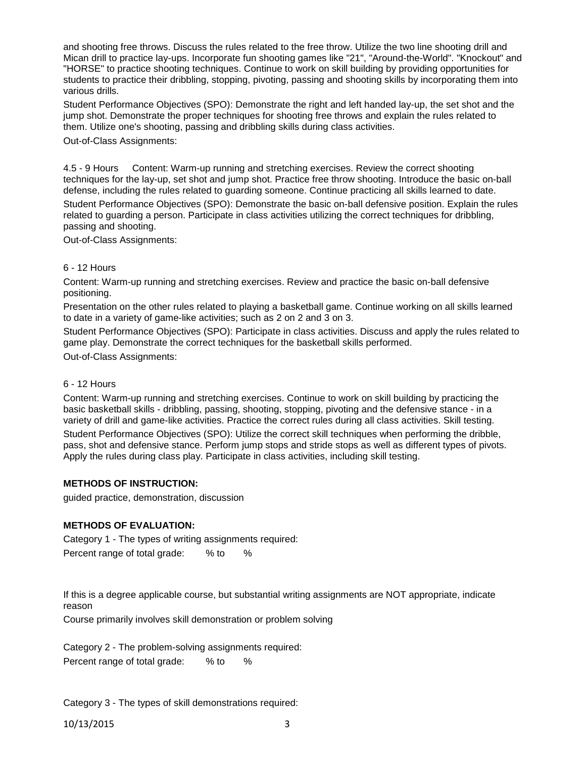and shooting free throws. Discuss the rules related to the free throw. Utilize the two line shooting drill and Mican drill to practice lay-ups. Incorporate fun shooting games like "21", "Around-the-World". "Knockout" and "HORSE" to practice shooting techniques. Continue to work on skill building by providing opportunities for students to practice their dribbling, stopping, pivoting, passing and shooting skills by incorporating them into various drills.

Student Performance Objectives (SPO): Demonstrate the right and left handed lay-up, the set shot and the jump shot. Demonstrate the proper techniques for shooting free throws and explain the rules related to them. Utilize one's shooting, passing and dribbling skills during class activities.

Out-of-Class Assignments:

4.5 - 9 Hours Content: Warm-up running and stretching exercises. Review the correct shooting techniques for the lay-up, set shot and jump shot. Practice free throw shooting. Introduce the basic on-ball defense, including the rules related to guarding someone. Continue practicing all skills learned to date.

Student Performance Objectives (SPO): Demonstrate the basic on-ball defensive position. Explain the rules related to guarding a person. Participate in class activities utilizing the correct techniques for dribbling, passing and shooting.

Out-of-Class Assignments:

6 - 12 Hours

Content: Warm-up running and stretching exercises. Review and practice the basic on-ball defensive positioning.

Presentation on the other rules related to playing a basketball game. Continue working on all skills learned to date in a variety of game-like activities; such as 2 on 2 and 3 on 3.

Student Performance Objectives (SPO): Participate in class activities. Discuss and apply the rules related to game play. Demonstrate the correct techniques for the basketball skills performed.

Out-of-Class Assignments:

6 - 12 Hours

Content: Warm-up running and stretching exercises. Continue to work on skill building by practicing the basic basketball skills - dribbling, passing, shooting, stopping, pivoting and the defensive stance - in a variety of drill and game-like activities. Practice the correct rules during all class activities. Skill testing.

Student Performance Objectives (SPO): Utilize the correct skill techniques when performing the dribble, pass, shot and defensive stance. Perform jump stops and stride stops as well as different types of pivots. Apply the rules during class play. Participate in class activities, including skill testing.

**METHODS OF INSTRUCTION:**

guided practice, demonstration, discussion

**METHODS OF EVALUATION:**

Category 1 - The types of writing assignments required:

Percent range of total grade: % to %

If this is a degree applicable course, but substantial writing assignments are NOT appropriate, indicate reason

Course primarily involves skill demonstration or problem solving

Category 2 - The problem-solving assignments required:

Percent range of total grade: % to %

Category 3 - The types of skill demonstrations required: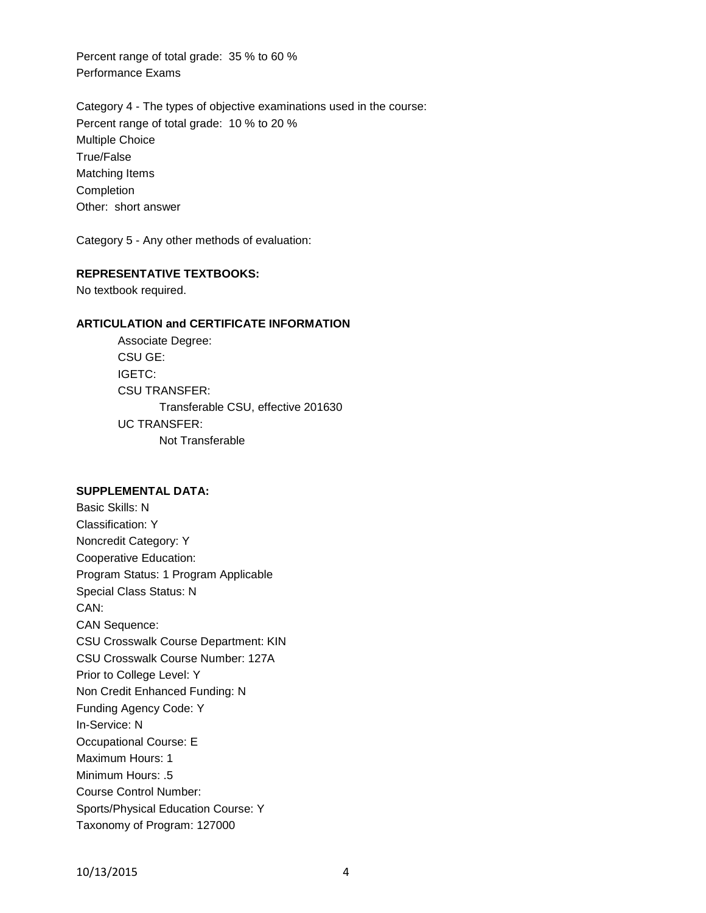Percent range of total grade: 35 % to 60 %
Performance Exams

Category 4 - The types of objective examinations used in the course:
Percent range of total grade: 10 % to 20 %
Multiple Choice
True/False
Matching Items
Completion
Other: short answer

Category 5 - Any other methods of evaluation:

**REPRESENTATIVE TEXTBOOKS:**
No textbook required.

**ARTICULATION and CERTIFICATE INFORMATION**

Associate Degree:
CSU GE:
IGETC:
CSU TRANSFER:
    Transferable CSU, effective 201630
UC TRANSFER:
    Not Transferable

**SUPPLEMENTAL DATA:**
Basic Skills: N
Classification: Y
Noncredit Category: Y
Cooperative Education:
Program Status: 1 Program Applicable
Special Class Status: N
CAN:
CAN Sequence:
CSU Crosswalk Course Department: KIN
CSU Crosswalk Course Number: 127A
Prior to College Level: Y
Non Credit Enhanced Funding: N
Funding Agency Code: Y
In-Service: N
Occupational Course: E
Maximum Hours: 1
Minimum Hours: .5
Course Control Number:
Sports/Physical Education Course: Y
Taxonomy of Program: 127000